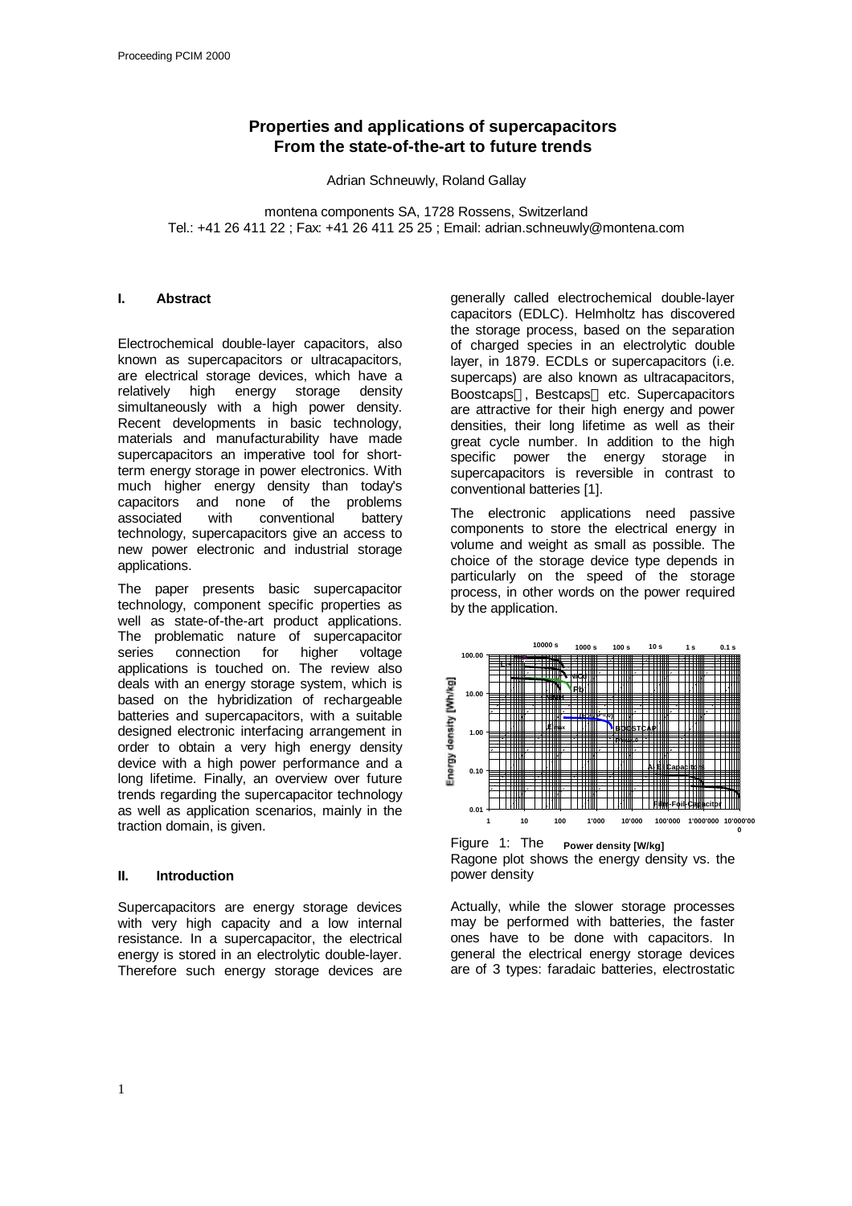# Properties and applications of supercapacitors
## From the state-of-the-art to future trends

Adrian Schneuwly, Roland Gallay

montena components SA, 1728 Rossens, Switzerland
Tel.: +41 26 411 22 ; Fax: +41 26 411 25 25 ; Email: adrian.schneuwly@montena.com

## I. Abstract

Electrochemical double-layer capacitors, also known as supercapacitors or ultracapacitors, are electrical storage devices, which have a relatively high energy storage density simultaneously with a high power density. Recent developments in basic technology, materials and manufacturability have made supercapacitors an imperative tool for short-term energy storage in power electronics. With much higher energy density than today's capacitors and none of the problems associated with conventional battery technology, supercapacitors give an access to new power electronic and industrial storage applications.

The paper presents basic supercapacitor technology, component specific properties as well as state-of-the-art product applications. The problematic nature of supercapacitor series connection for higher voltage applications is touched on. The review also deals with an energy storage system, which is based on the hybridization of rechargeable batteries and supercapacitors, with a suitable designed electronic interfacing arrangement in order to obtain a very high energy density device with a high power performance and a long lifetime. Finally, an overview over future trends regarding the supercapacitor technology as well as application scenarios, mainly in the traction domain, is given.

## II. Introduction

Supercapacitors are energy storage devices with very high capacity and a low internal resistance. In a supercapacitor, the electrical energy is stored in an electrolytic double-layer. Therefore such energy storage devices are generally called electrochemical double-layer capacitors (EDLC). Helmholtz has discovered the storage process, based on the separation of charged species in an electrolytic double layer, in 1879. ECDLs or supercapacitors (i.e. supercaps) are also known as ultracapacitors, Boostcaps®, Bestcaps® etc. Supercapacitors are attractive for their high energy and power densities, their long lifetime as well as their great cycle number. In addition to the high specific power the energy storage in supercapacitors is reversible in contrast to conventional batteries [1].

The electronic applications need passive components to store the electrical energy in volume and weight as small as possible. The choice of the storage device type depends in particular on the speed of the storage process, in other words on the power required by the application.

Figure 1: The Ragone plot shows the energy density vs. the power density

Actually, while the slower storage processes may be performed with batteries, the faster ones have to be done with capacitors. In general the electrical energy storage devices are of 3 types: faradaic batteries, electrostatic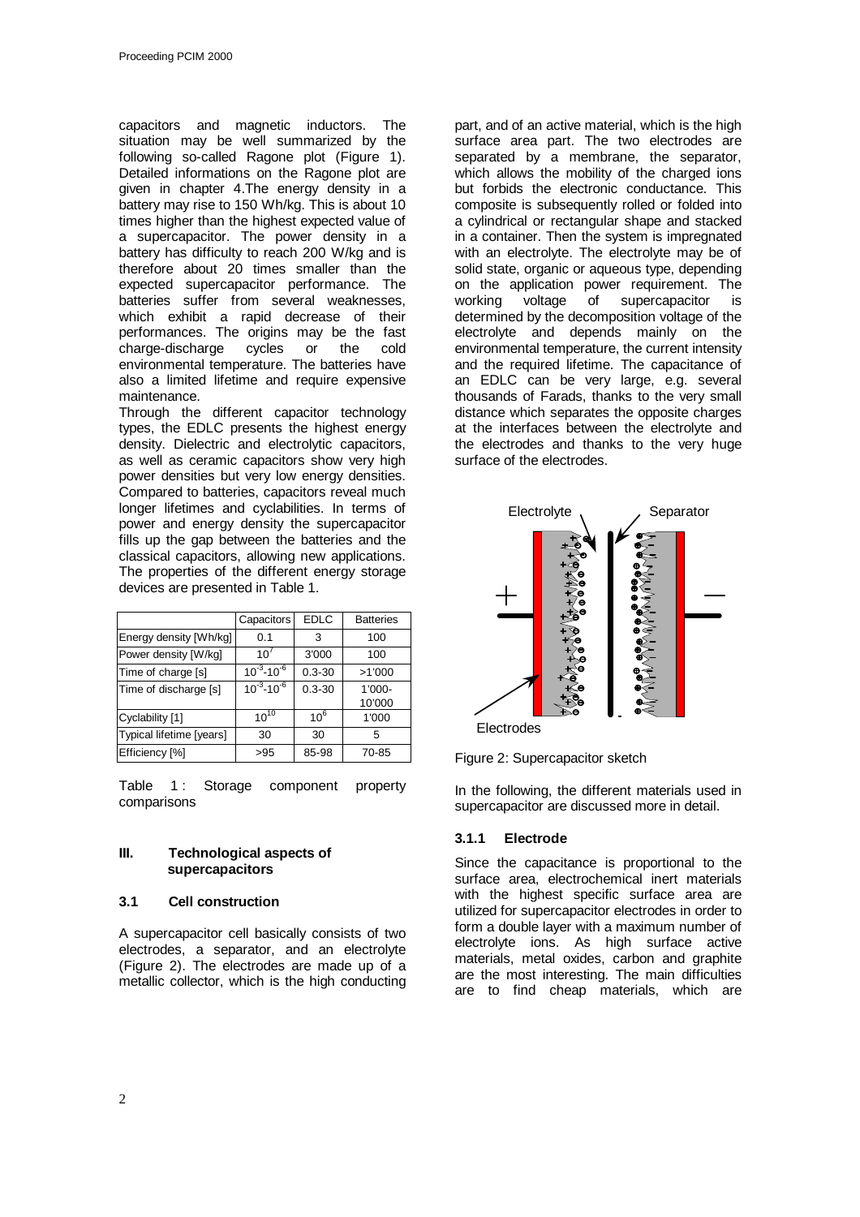capacitors and magnetic inductors. The situation may be well summarized by the following so-called Ragone plot (Figure 1). Detailed informations on the Ragone plot are given in chapter 4.The energy density in a battery may rise to 150 Wh/kg. This is about 10 times higher than the highest expected value of a supercapacitor. The power density in a battery has difficulty to reach 200 W/kg and is therefore about 20 times smaller than the expected supercapacitor performance. The batteries suffer from several weaknesses, which exhibit a rapid decrease of their performances. The origins may be the fast charge-discharge cycles or the cold environmental temperature. The batteries have also a limited lifetime and require expensive maintenance.

Through the different capacitor technology types, the EDLC presents the highest energy density. Dielectric and electrolytic capacitors, as well as ceramic capacitors show very high power densities but very low energy densities. Compared to batteries, capacitors reveal much longer lifetimes and cyclabilities. In terms of power and energy density the supercapacitor fills up the gap between the batteries and the classical capacitors, allowing new applications. The properties of the different energy storage devices are presented in Table 1.

| | Capacitors | EDLC | Batteries |
|---|---|---|---|
| Energy density [Wh/kg] | 0.1 | 3 | 100 |
| Power density [W/kg] | $10^7$ | 3'000 | 100 |
| Time of charge [s] | $10^{-3}$-$10^{-6}$ | 0.3-30 | >1'000 |
| Time of discharge [s] | $10^{-3}$-$10^{-6}$ | 0.3-30 | 1'000-10'000 |
| Cyclability [1] | $10^{10}$ | $10^6$ | 1'000 |
| Typical lifetime [years] | 30 | 30 | 5 |
| Efficiency [%] | >95 | 85-98 | 70-85 |

Table 1 : Storage component property comparisons

## III. Technological aspects of supercapacitors

### 3.1 Cell construction

A supercapacitor cell basically consists of two electrodes, a separator, and an electrolyte (Figure 2). The electrodes are made up of a metallic collector, which is the high conducting part, and of an active material, which is the high surface area part. The two electrodes are separated by a membrane, the separator, which allows the mobility of the charged ions but forbids the electronic conductance. This composite is subsequently rolled or folded into a cylindrical or rectangular shape and stacked in a container. Then the system is impregnated with an electrolyte. The electrolyte may be of solid state, organic or aqueous type, depending on the application power requirement. The working voltage of supercapacitor is determined by the decomposition voltage of the electrolyte and depends mainly on the environmental temperature, the current intensity and the required lifetime. The capacitance of an EDLC can be very large, e.g. several thousands of Farads, thanks to the very small distance which separates the opposite charges at the interfaces between the electrolyte and the electrodes and thanks to the very huge surface of the electrodes.

Figure 2: Supercapacitor sketch

In the following, the different materials used in supercapacitor are discussed more in detail.

#### 3.1.1 Electrode

Since the capacitance is proportional to the surface area, electrochemical inert materials with the highest specific surface area are utilized for supercapacitor electrodes in order to form a double layer with a maximum number of electrolyte ions. As high surface active materials, metal oxides, carbon and graphite are the most interesting. The main difficulties are to find cheap materials, which are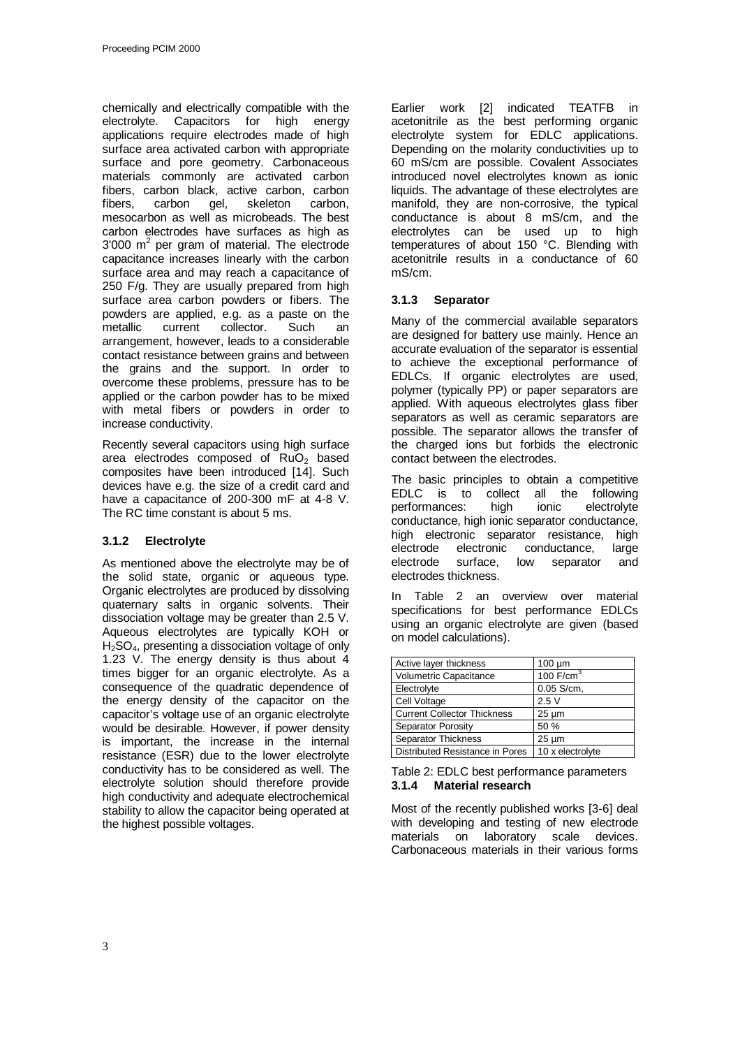chemically and electrically compatible with the electrolyte. Capacitors for high energy applications require electrodes made of high surface area activated carbon with appropriate surface and pore geometry. Carbonaceous materials commonly are activated carbon fibers, carbon black, active carbon, carbon fibers, carbon gel, skeleton carbon, mesocarbon as well as microbeads. The best carbon electrodes have surfaces as high as 3'000 $m^2$ per gram of material. The electrode capacitance increases linearly with the carbon surface area and may reach a capacitance of 250 F/g. They are usually prepared from high surface area carbon powders or fibers. The powders are applied, e.g. as a paste on the metallic current collector. Such an arrangement, however, leads to a considerable contact resistance between grains and between the grains and the support. In order to overcome these problems, pressure has to be applied or the carbon powder has to be mixed with metal fibers or powders in order to increase conductivity.

Recently several capacitors using high surface area electrodes composed of $RuO_2$ based composites have been introduced [14]. Such devices have e.g. the size of a credit card and have a capacitance of 200-300 mF at 4-8 V. The RC time constant is about 5 ms.

#### 3.1.2 Electrolyte

As mentioned above the electrolyte may be of the solid state, organic or aqueous type. Organic electrolytes are produced by dissolving quaternary salts in organic solvents. Their dissociation voltage may be greater than 2.5 V. Aqueous electrolytes are typically KOH or $H_2SO_4$, presenting a dissociation voltage of only 1.23 V. The energy density is thus about 4 times bigger for an organic electrolyte. As a consequence of the quadratic dependence of the energy density of the capacitor on the capacitor's voltage use of an organic electrolyte would be desirable. However, if power density is important, the increase in the internal resistance (ESR) due to the lower electrolyte conductivity has to be considered as well. The electrolyte solution should therefore provide high conductivity and adequate electrochemical stability to allow the capacitor being operated at the highest possible voltages.

Earlier work [2] indicated TEATFB in acetonitrile as the best performing organic electrolyte system for EDLC applications. Depending on the molarity conductivities up to 60 mS/cm are possible. Covalent Associates introduced novel electrolytes known as ionic liquids. The advantage of these electrolytes are manifold, they are non-corrosive, the typical conductance is about 8 mS/cm, and the electrolytes can be used up to high temperatures of about 150 °C. Blending with acetonitrile results in a conductance of 60 mS/cm.

#### 3.1.3 Separator

Many of the commercial available separators are designed for battery use mainly. Hence an accurate evaluation of the separator is essential to achieve the exceptional performance of EDLCs. If organic electrolytes are used, polymer (typically PP) or paper separators are applied. With aqueous electrolytes glass fiber separators as well as ceramic separators are possible. The separator allows the transfer of the charged ions but forbids the electronic contact between the electrodes.

The basic principles to obtain a competitive EDLC is to collect all the following performances: high ionic electrolyte conductance, high ionic separator conductance, high electronic separator resistance, high electrode electronic conductance, large electrode surface, low separator and electrodes thickness.

In Table 2 an overview over material specifications for best performance EDLCs using an organic electrolyte are given (based on model calculations).

| Parameter | Value |
|---|---|
| Active layer thickness | 100 µm |
| Volumetric Capacitance | 100 F/$cm^3$ |
| Electrolyte | 0.05 S/cm, |
| Cell Voltage | 2.5 V |
| Current Collector Thickness | 25 µm |
| Separator Porosity | 50 % |
| Separator Thickness | 25 µm |
| Distributed Resistance in Pores | 10 x electrolyte |

Table 2: EDLC best performance parameters

#### 3.1.4 Material research

Most of the recently published works [3-6] deal with developing and testing of new electrode materials on laboratory scale devices. Carbonaceous materials in their various forms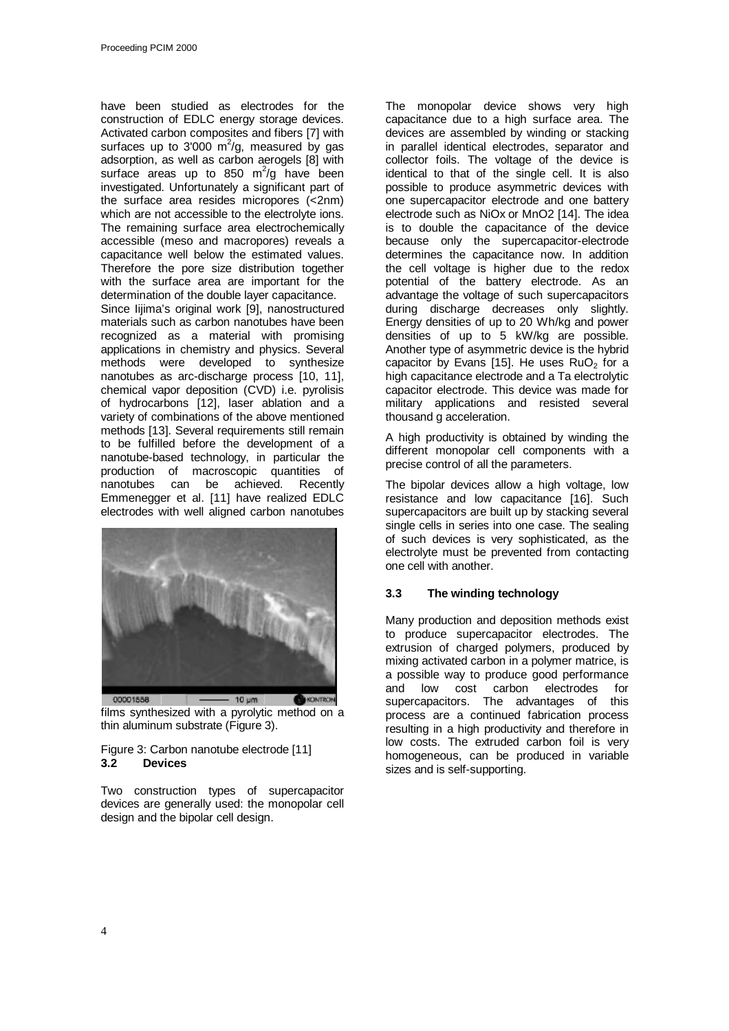have been studied as electrodes for the construction of EDLC energy storage devices. Activated carbon composites and fibers [7] with surfaces up to 3'000 $m^2/g$, measured by gas adsorption, as well as carbon aerogels [8] with surface areas up to 850 $m^2/g$ have been investigated. Unfortunately a significant part of the surface area resides micropores (<2nm) which are not accessible to the electrolyte ions. The remaining surface area electrochemically accessible (meso and macropores) reveals a capacitance well below the estimated values. Therefore the pore size distribution together with the surface area are important for the determination of the double layer capacitance.

Since Iijima's original work [9], nanostructured materials such as carbon nanotubes have been recognized as a material with promising applications in chemistry and physics. Several methods were developed to synthesize nanotubes as arc-discharge process [10, 11], chemical vapor deposition (CVD) i.e. pyrolisis of hydrocarbons [12], laser ablation and a variety of combinations of the above mentioned methods [13]. Several requirements still remain to be fulfilled before the development of a nanotube-based technology, in particular the production of macroscopic quantities of nanotubes can be achieved. Recently Emmenegger et al. [11] have realized EDLC electrodes with well aligned carbon nanotubes films synthesized with a pyrolytic method on a thin aluminum substrate (Figure 3).

Figure 3: Carbon nanotube electrode [11]

### 3.2 Devices

Two construction types of supercapacitor devices are generally used: the monopolar cell design and the bipolar cell design.

The monopolar device shows very high capacitance due to a high surface area. The devices are assembled by winding or stacking in parallel identical electrodes, separator and collector foils. The voltage of the device is identical to that of the single cell. It is also possible to produce asymmetric devices with one supercapacitor electrode and one battery electrode such as NiOx or MnO2 [14]. The idea is to double the capacitance of the device because only the supercapacitor-electrode determines the capacitance now. In addition the cell voltage is higher due to the redox potential of the battery electrode. As an advantage the voltage of such supercapacitors during discharge decreases only slightly. Energy densities of up to 20 Wh/kg and power densities of up to 5 kW/kg are possible. Another type of asymmetric device is the hybrid capacitor by Evans [15]. He uses $RuO_2$ for a high capacitance electrode and a Ta electrolytic capacitor electrode. This device was made for military applications and resisted several thousand g acceleration.

A high productivity is obtained by winding the different monopolar cell components with a precise control of all the parameters.

The bipolar devices allow a high voltage, low resistance and low capacitance [16]. Such supercapacitors are built up by stacking several single cells in series into one case. The sealing of such devices is very sophisticated, as the electrolyte must be prevented from contacting one cell with another.

### 3.3 The winding technology

Many production and deposition methods exist to produce supercapacitor electrodes. The extrusion of charged polymers, produced by mixing activated carbon in a polymer matrice, is a possible way to produce good performance and low cost carbon electrodes for supercapacitors. The advantages of this process are a continued fabrication process resulting in a high productivity and therefore in low costs. The extruded carbon foil is very homogeneous, can be produced in variable sizes and is self-supporting.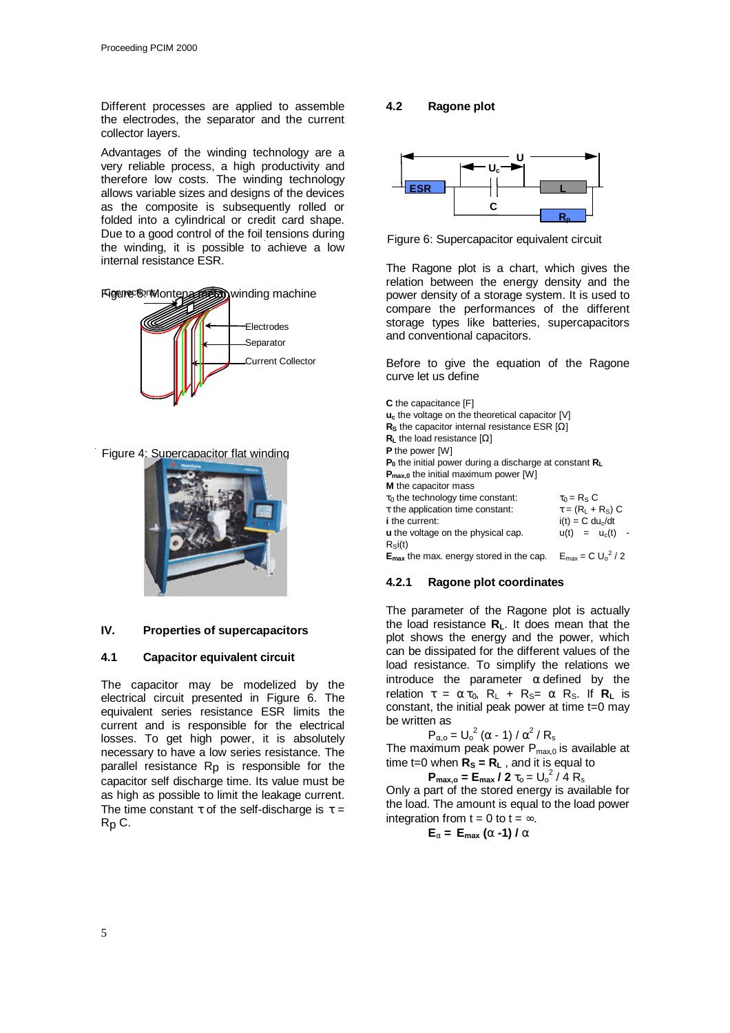Different processes are applied to assemble the electrodes, the separator and the current collector layers.

Advantages of the winding technology are a very reliable process, a high productivity and therefore low costs. The winding technology allows variable sizes and designs of the devices as the composite is subsequently rolled or folded into a cylindrical or credit card shape. Due to a good control of the foil tensions during the winding, it is possible to achieve a low internal resistance ESR.

Electrodes

Separator

Current Collector

Figure 4: Supercapacitor flat winding

Figure 5: Montena winding machine

## IV. Properties of supercapacitors

### 4.1 Capacitor equivalent circuit

The capacitor may be modelized by the electrical circuit presented in Figure 6. The equivalent series resistance ESR limits the current and is responsible for the electrical losses. To get high power, it is absolutely necessary to have a low series resistance. The parallel resistance $R_p$ is responsible for the capacitor self discharge time. Its value must be as high as possible to limit the leakage current. The time constant $\tau$ of the self-discharge is $\tau = R_p C$.

### 4.2 Ragone plot

Figure 6: Supercapacitor equivalent circuit

The Ragone plot is a chart, which gives the relation between the energy density and the power density of a storage system. It is used to compare the performances of the different storage types like batteries, supercapacitors and conventional capacitors.

Before to give the equation of the Ragone curve let us define

**C** the capacitance [F]
$u_c$ the voltage on the theoretical capacitor [V]
$R_S$ the capacitor internal resistance ESR [Ω]
$R_L$ the load resistance [Ω]
**P** the power [W]
$P_0$ the initial power during a discharge at constant $R_L$
$P_{max,0}$ the initial maximum power [W]
**M** the capacitor mass
$\tau_0$ the technology time constant: $\tau_0 = R_S C$
$\tau$ the application time constant: $\tau = (R_L + R_S) C$
**i** the current: $i(t) = C\, du_c/dt$
**u** the voltage on the physical cap. $u(t) = u_c(t) - R_S i(t)$
$E_{max}$ the max. energy stored in the cap. $E_{max} = C U_o^2 / 2$

#### 4.2.1 Ragone plot coordinates

The parameter of the Ragone plot is actually the load resistance $R_L$. It does mean that the plot shows the energy and the power, which can be dissipated for the different values of the load resistance. To simplify the relations we introduce the parameter $\alpha$ defined by the relation $\tau = \alpha \tau_0$, $R_L + R_S = \alpha R_S$. If $R_L$ is constant, the initial peak power at time t=0 may be written as

$$P_{\alpha,o} = U_o^2 (\alpha - 1) / \alpha^2 / R_s$$

The maximum peak power $P_{max,0}$ is available at time t=0 when $R_S = R_L$, and it is equal to

$$P_{max,o} = E_{max} / 2\, \tau_o = U_o^2 / 4\, R_s$$

Only a part of the stored energy is available for the load. The amount is equal to the load power integration from t = 0 to t = ∞.

$$E_\alpha = E_{max} (\alpha - 1) / \alpha$$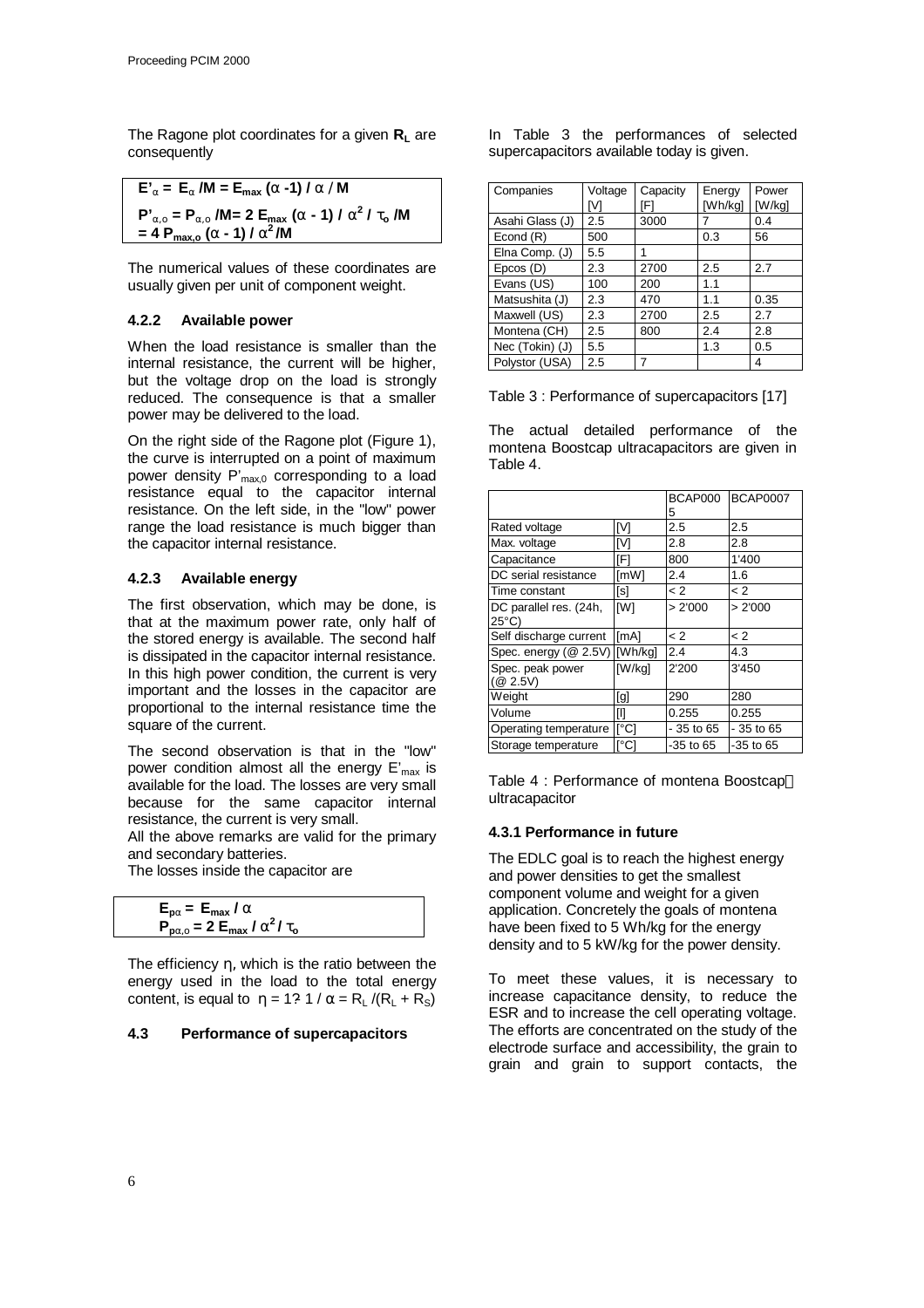The Ragone plot coordinates for a given $\mathbf{R_L}$ are consequently

$$E'_\alpha = E_\alpha / M = E_{max} (\alpha - 1) / \alpha / M$$

$$P'_{\alpha,o} = P_{\alpha,o} / M = 2 E_{max} (\alpha - 1) / \alpha^2 / \tau_o / M = 4 P_{max,o} (\alpha - 1) / \alpha^2 / M$$

The numerical values of these coordinates are usually given per unit of component weight.

#### 4.2.2 Available power

When the load resistance is smaller than the internal resistance, the current will be higher, but the voltage drop on the load is strongly reduced. The consequence is that a smaller power may be delivered to the load.

On the right side of the Ragone plot (Figure 1), the curve is interrupted on a point of maximum power density $P'_{max,0}$ corresponding to a load resistance equal to the capacitor internal resistance. On the left side, in the "low" power range the load resistance is much bigger than the capacitor internal resistance.

#### 4.2.3 Available energy

The first observation, which may be done, is that at the maximum power rate, only half of the stored energy is available. The second half is dissipated in the capacitor internal resistance. In this high power condition, the current is very important and the losses in the capacitor are proportional to the internal resistance time the square of the current.

The second observation is that in the "low" power condition almost all the energy $E'_{max}$ is available for the load. The losses are very small because for the same capacitor internal resistance, the current is very small.

All the above remarks are valid for the primary and secondary batteries.

The losses inside the capacitor are

$$E_{p\alpha} = E_{max} / \alpha$$

$$P_{p\alpha,o} = 2 E_{max} / \alpha^2 / \tau_o$$

The efficiency $\eta$, which is the ratio between the energy used in the load to the total energy content, is equal to $\eta = 1 - 1 / \alpha = R_L / (R_L + R_S)$

### 4.3 Performance of supercapacitors

In Table 3 the performances of selected supercapacitors available today is given.

| Companies | Voltage [V] | Capacity [F] | Energy [Wh/kg] | Power [W/kg] |
|---|---|---|---|---|
| Asahi Glass (J) | 2.5 | 3000 | 7 | 0.4 |
| Econd (R) | 500 | | 0.3 | 56 |
| Elna Comp. (J) | 5.5 | 1 | | |
| Epcos (D) | 2.3 | 2700 | 2.5 | 2.7 |
| Evans (US) | 100 | 200 | 1.1 | |
| Matsushita (J) | 2.3 | 470 | 1.1 | 0.35 |
| Maxwell (US) | 2.3 | 2700 | 2.5 | 2.7 |
| Montena (CH) | 2.5 | 800 | 2.4 | 2.8 |
| Nec (Tokin) (J) | 5.5 | | 1.3 | 0.5 |
| Polystor (USA) | 2.5 | 7 | | 4 |

Table 3 : Performance of supercapacitors [17]

The actual detailed performance of the montena Boostcap ultracapacitors are given in Table 4.

| | | BCAP0005 | BCAP0007 |
|---|---|---|---|
| Rated voltage | [V] | 2.5 | 2.5 |
| Max. voltage | [V] | 2.8 | 2.8 |
| Capacitance | [F] | 800 | 1'400 |
| DC serial resistance | [mW] | 2.4 | 1.6 |
| Time constant | [s] | < 2 | < 2 |
| DC parallel res. (24h, 25°C) | [W] | > 2'000 | > 2'000 |
| Self discharge current | [mA] | < 2 | < 2 |
| Spec. energy (@ 2.5V) | [Wh/kg] | 2.4 | 4.3 |
| Spec. peak power (@ 2.5V) | [W/kg] | 2'200 | 3'450 |
| Weight | [g] | 290 | 280 |
| Volume | [l] | 0.255 | 0.255 |
| Operating temperature | [°C] | - 35 to 65 | - 35 to 65 |
| Storage temperature | [°C] | -35 to 65 | -35 to 65 |

Table 4 : Performance of montena Boostcap ultracapacitor

#### 4.3.1 Performance in future

The EDLC goal is to reach the highest energy and power densities to get the smallest component volume and weight for a given application. Concretely the goals of montena have been fixed to 5 Wh/kg for the energy density and to 5 kW/kg for the power density.

To meet these values, it is necessary to increase capacitance density, to reduce the ESR and to increase the cell operating voltage. The efforts are concentrated on the study of the electrode surface and accessibility, the grain to grain and grain to support contacts, the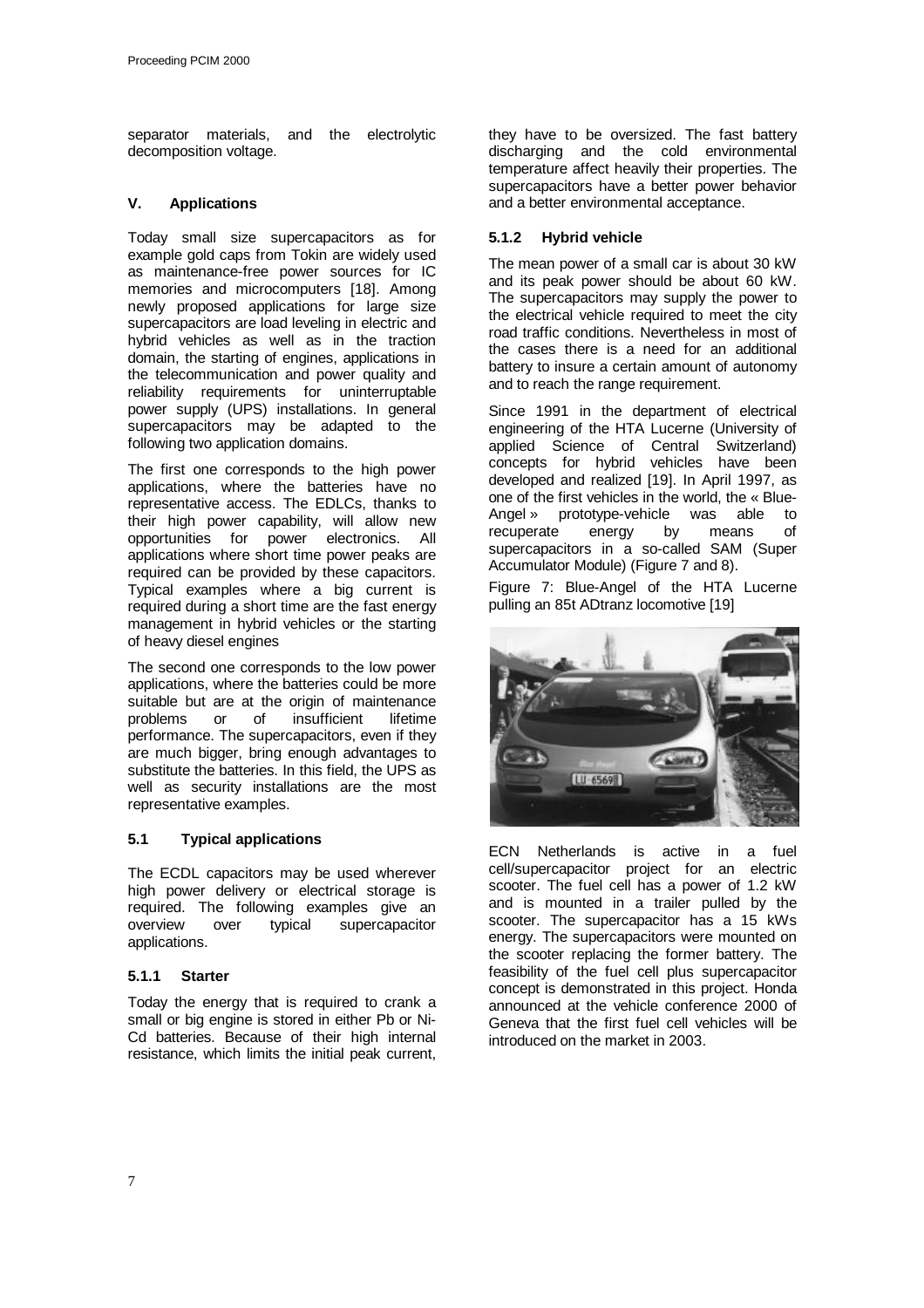separator materials, and the electrolytic decomposition voltage.

## V. Applications

Today small size supercapacitors as for example gold caps from Tokin are widely used as maintenance-free power sources for IC memories and microcomputers [18]. Among newly proposed applications for large size supercapacitors are load leveling in electric and hybrid vehicles as well as in the traction domain, the starting of engines, applications in the telecommunication and power quality and reliability requirements for uninterruptable power supply (UPS) installations. In general supercapacitors may be adapted to the following two application domains.

The first one corresponds to the high power applications, where the batteries have no representative access. The EDLCs, thanks to their high power capability, will allow new opportunities for power electronics. All applications where short time power peaks are required can be provided by these capacitors. Typical examples where a big current is required during a short time are the fast energy management in hybrid vehicles or the starting of heavy diesel engines

The second one corresponds to the low power applications, where the batteries could be more suitable but are at the origin of maintenance problems or of insufficient lifetime performance. The supercapacitors, even if they are much bigger, bring enough advantages to substitute the batteries. In this field, the UPS as well as security installations are the most representative examples.

### 5.1 Typical applications

The ECDL capacitors may be used wherever high power delivery or electrical storage is required. The following examples give an overview over typical supercapacitor applications.

#### 5.1.1 Starter

Today the energy that is required to crank a small or big engine is stored in either Pb or Ni-Cd batteries. Because of their high internal resistance, which limits the initial peak current, they have to be oversized. The fast battery discharging and the cold environmental temperature affect heavily their properties. The supercapacitors have a better power behavior and a better environmental acceptance.

#### 5.1.2 Hybrid vehicle

The mean power of a small car is about 30 kW and its peak power should be about 60 kW. The supercapacitors may supply the power to the electrical vehicle required to meet the city road traffic conditions. Nevertheless in most of the cases there is a need for an additional battery to insure a certain amount of autonomy and to reach the range requirement.

Since 1991 in the department of electrical engineering of the HTA Lucerne (University of applied Science of Central Switzerland) concepts for hybrid vehicles have been developed and realized [19]. In April 1997, as one of the first vehicles in the world, the « Blue-Angel » prototype-vehicle was able to recuperate energy by means of supercapacitors in a so-called SAM (Super Accumulator Module) (Figure 7 and 8).

Figure 7: Blue-Angel of the HTA Lucerne pulling an 85t ADtranz locomotive [19]

ECN Netherlands is active in a fuel cell/supercapacitor project for an electric scooter. The fuel cell has a power of 1.2 kW and is mounted in a trailer pulled by the scooter. The supercapacitor has a 15 kWs energy. The supercapacitors were mounted on the scooter replacing the former battery. The feasibility of the fuel cell plus supercapacitor concept is demonstrated in this project. Honda announced at the vehicle conference 2000 of Geneva that the first fuel cell vehicles will be introduced on the market in 2003.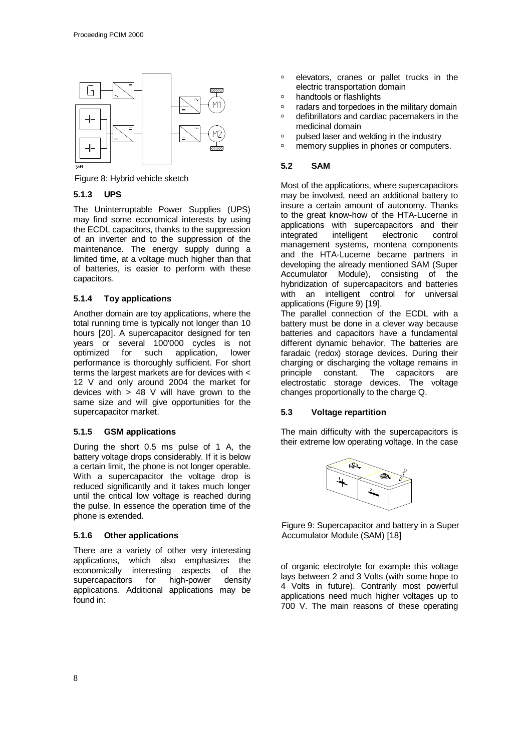Figure 8: Hybrid vehicle sketch

### 5.1.3 UPS

The Uninterruptable Power Supplies (UPS) may find some economical interests by using the ECDL capacitors, thanks to the suppression of an inverter and to the suppression of the maintenance. The energy supply during a limited time, at a voltage much higher than that of batteries, is easier to perform with these capacitors.

### 5.1.4 Toy applications

Another domain are toy applications, where the total running time is typically not longer than 10 hours [20]. A supercapacitor designed for ten years or several 100'000 cycles is not optimized for such application, lower performance is thoroughly sufficient. For short terms the largest markets are for devices with < 12 V and only around 2004 the market for devices with > 48 V will have grown to the same size and will give opportunities for the supercapacitor market.

### 5.1.5 GSM applications

During the short 0.5 ms pulse of 1 A, the battery voltage drops considerably. If it is below a certain limit, the phone is not longer operable. With a supercapacitor the voltage drop is reduced significantly and it takes much longer until the critical low voltage is reached during the pulse. In essence the operation time of the phone is extended.

### 5.1.6 Other applications

There are a variety of other very interesting applications, which also emphasizes the economically interesting aspects of the supercapacitors for high-power density applications. Additional applications may be found in:

- elevators, cranes or pallet trucks in the electric transportation domain
- handtools or flashlights
- radars and torpedoes in the military domain
- defibrillators and cardiac pacemakers in the medicinal domain
- pulsed laser and welding in the industry
- memory supplies in phones or computers.

## 5.2 SAM

Most of the applications, where supercapacitors may be involved, need an additional battery to insure a certain amount of autonomy. Thanks to the great know-how of the HTA-Lucerne in applications with supercapacitors and their integrated intelligent electronic control management systems, montena components and the HTA-Lucerne became partners in developing the already mentioned SAM (Super Accumulator Module), consisting of the hybridization of supercapacitors and batteries with an intelligent control for universal applications (Figure 9) [19].

The parallel connection of the ECDL with a battery must be done in a clever way because batteries and capacitors have a fundamental different dynamic behavior. The batteries are faradaic (redox) storage devices. During their charging or discharging the voltage remains in principle constant. The capacitors are electrostatic storage devices. The voltage changes proportionally to the charge Q.

## 5.3 Voltage repartition

The main difficulty with the supercapacitors is their extreme low operating voltage. In the case of organic electrolyte for example this voltage lays between 2 and 3 Volts (with some hope to 4 Volts in future). Contrarily most powerful applications need much higher voltages up to 700 V. The main reasons of these operating

Figure 9: Supercapacitor and battery in a Super Accumulator Module (SAM) [18]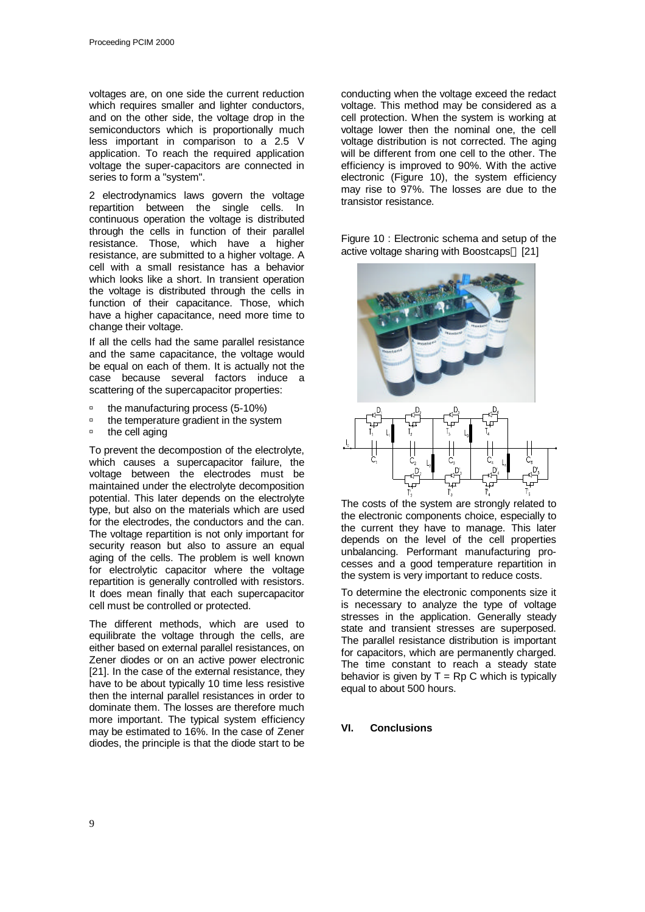voltages are, on one side the current reduction which requires smaller and lighter conductors, and on the other side, the voltage drop in the semiconductors which is proportionally much less important in comparison to a 2.5 V application. To reach the required application voltage the super-capacitors are connected in series to form a "system".

2 electrodynamics laws govern the voltage repartition between the single cells. In continuous operation the voltage is distributed through the cells in function of their parallel resistance. Those, which have a higher resistance, are submitted to a higher voltage. A cell with a small resistance has a behavior which looks like a short. In transient operation the voltage is distributed through the cells in function of their capacitance. Those, which have a higher capacitance, need more time to change their voltage.

If all the cells had the same parallel resistance and the same capacitance, the voltage would be equal on each of them. It is actually not the case because several factors induce a scattering of the supercapacitor properties:

- the manufacturing process (5-10%)
- the temperature gradient in the system
- the cell aging

To prevent the decompostion of the electrolyte, which causes a supercapacitor failure, the voltage between the electrodes must be maintained under the electrolyte decomposition potential. This later depends on the electrolyte type, but also on the materials which are used for the electrodes, the conductors and the can. The voltage repartition is not only important for security reason but also to assure an equal aging of the cells. The problem is well known for electrolytic capacitor where the voltage repartition is generally controlled with resistors. It does mean finally that each supercapacitor cell must be controlled or protected.

The different methods, which are used to equilibrate the voltage through the cells, are either based on external parallel resistances, on Zener diodes or on an active power electronic [21]. In the case of the external resistance, they have to be about typically 10 time less resistive then the internal parallel resistances in order to dominate them. The losses are therefore much more important. The typical system efficiency may be estimated to 16%. In the case of Zener diodes, the principle is that the diode start to be conducting when the voltage exceed the redact voltage. This method may be considered as a cell protection. When the system is working at voltage lower then the nominal one, the cell voltage distribution is not corrected. The aging will be different from one cell to the other. The efficiency is improved to 90%. With the active electronic (Figure 10), the system efficiency may rise to 97%. The losses are due to the transistor resistance.

Figure 10 : Electronic schema and setup of the active voltage sharing with Boostcaps™ [21]

The costs of the system are strongly related to the electronic components choice, especially to the current they have to manage. This later depends on the level of the cell properties unbalancing. Performant manufacturing processes and a good temperature repartition in the system is very important to reduce costs.

To determine the electronic components size it is necessary to analyze the type of voltage stresses in the application. Generally steady state and transient stresses are superposed. The parallel resistance distribution is important for capacitors, which are permanently charged. The time constant to reach a steady state behavior is given by $T = R_p C$ which is typically equal to about 500 hours.

## VI. Conclusions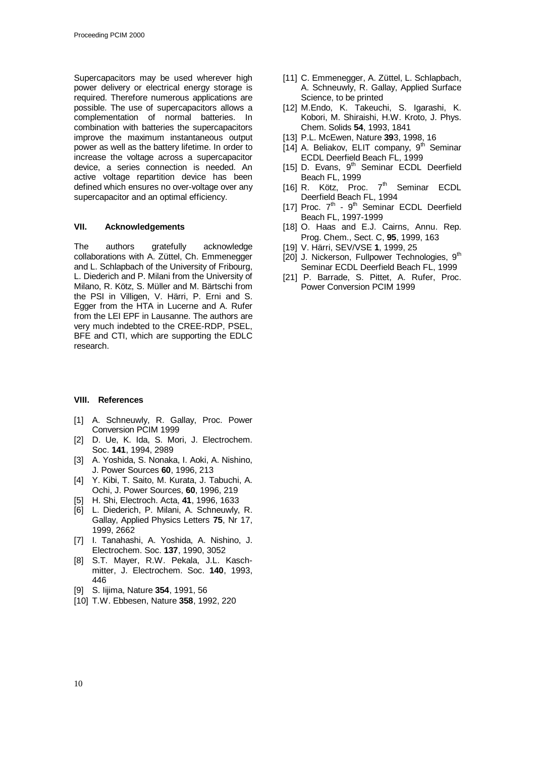Supercapacitors may be used wherever high power delivery or electrical energy storage is required. Therefore numerous applications are possible. The use of supercapacitors allows a complementation of normal batteries. In combination with batteries the supercapacitors improve the maximum instantaneous output power as well as the battery lifetime. In order to increase the voltage across a supercapacitor device, a series connection is needed. An active voltage repartition device has been defined which ensures no over-voltage over any supercapacitor and an optimal efficiency.

## VII. Acknowledgements

The authors gratefully acknowledge collaborations with A. Züttel, Ch. Emmenegger and L. Schlapbach of the University of Fribourg, L. Diederich and P. Milani from the University of Milano, R. Kötz, S. Müller and M. Bärtschi from the PSI in Villigen, V. Härri, P. Erni and S. Egger from the HTA in Lucerne and A. Rufer from the LEI EPF in Lausanne. The authors are very much indebted to the CREE-RDP, PSEL, BFE and CTI, which are supporting the EDLC research.

## VIII. References

- [1] A. Schneuwly, R. Gallay, Proc. Power Conversion PCIM 1999
- [2] D. Ue, K. Ida, S. Mori, J. Electrochem. Soc. **141**, 1994, 2989
- [3] A. Yoshida, S. Nonaka, I. Aoki, A. Nishino, J. Power Sources **60**, 1996, 213
- [4] Y. Kibi, T. Saito, M. Kurata, J. Tabuchi, A. Ochi, J. Power Sources, **60**, 1996, 219
- [5] H. Shi, Electroch. Acta, **41**, 1996, 1633
- [6] L. Diederich, P. Milani, A. Schneuwly, R. Gallay, Applied Physics Letters **75**, Nr 17, 1999, 2662
- [7] I. Tanahashi, A. Yoshida, A. Nishino, J. Electrochem. Soc. **137**, 1990, 3052
- [8] S.T. Mayer, R.W. Pekala, J.L. Kasch-mitter, J. Electrochem. Soc. **140**, 1993, 446
- [9] S. Iijima, Nature **354**, 1991, 56
- [10] T.W. Ebbesen, Nature **358**, 1992, 220
- [11] C. Emmenegger, A. Züttel, L. Schlapbach, A. Schneuwly, R. Gallay, Applied Surface Science, to be printed
- [12] M.Endo, K. Takeuchi, S. Igarashi, K. Kobori, M. Shiraishi, H.W. Kroto, J. Phys. Chem. Solids **54**, 1993, 1841
- [13] P.L. McEwen, Nature **39**3, 1998, 16
- [14] A. Beliakov, ELIT company, 9th Seminar ECDL Deerfield Beach FL, 1999
- [15] D. Evans, 9th Seminar ECDL Deerfield Beach FL, 1999
- [16] R. Kötz, Proc. 7th Seminar ECDL Deerfield Beach FL, 1994
- [17] Proc. 7th - 9th Seminar ECDL Deerfield Beach FL, 1997-1999
- [18] O. Haas and E.J. Cairns, Annu. Rep. Prog. Chem., Sect. C, **95**, 1999, 163
- [19] V. Härri, SEV/VSE **1**, 1999, 25
- [20] J. Nickerson, Fullpower Technologies, 9th Seminar ECDL Deerfield Beach FL, 1999
- [21] P. Barrade, S. Pittet, A. Rufer, Proc. Power Conversion PCIM 1999